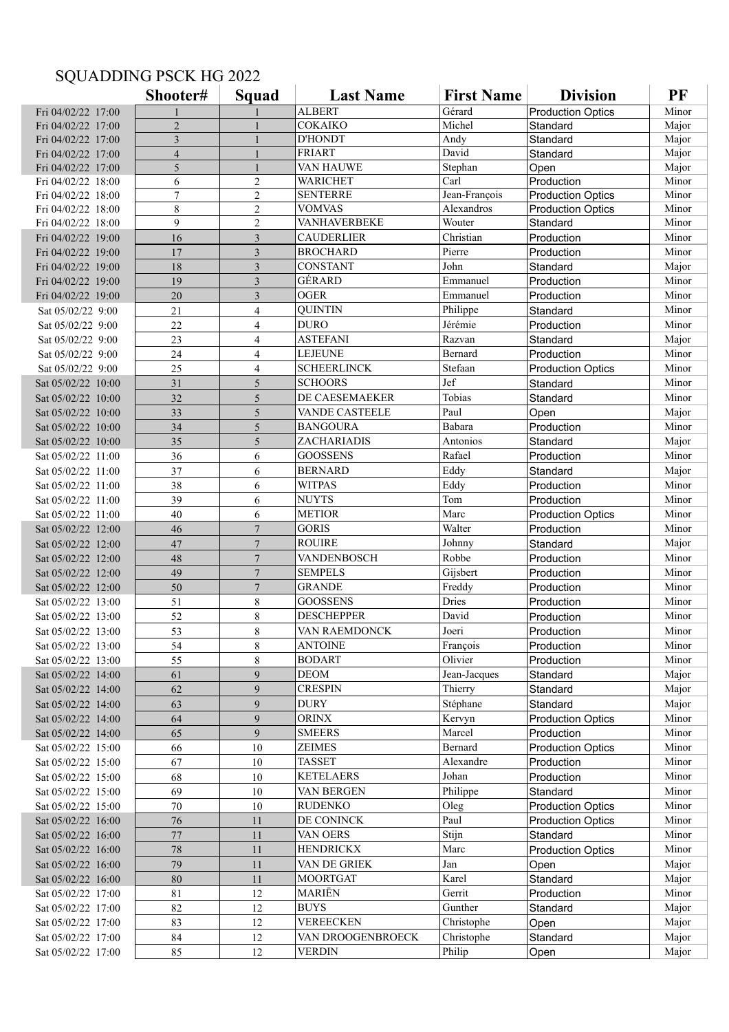# SQUADDING PSCK HG 2022

| | Shooter# | Squad | Last Name | First Name | Division | PF |
|---|---|---|---|---|---|---|
| Fri 04/02/22 17:00 | 1 | 1 | ALBERT | Gérard | Production Optics | Minor |
| Fri 04/02/22 17:00 | 2 | 1 | COKAIKO | Michel | Standard | Major |
| Fri 04/02/22 17:00 | 3 | 1 | D'HONDT | Andy | Standard | Major |
| Fri 04/02/22 17:00 | 4 | 1 | FRIART | David | Standard | Major |
| Fri 04/02/22 17:00 | 5 | 1 | VAN HAUWE | Stephan | Open | Major |
| Fri 04/02/22 18:00 | 6 | 2 | WARICHET | Carl | Production | Minor |
| Fri 04/02/22 18:00 | 7 | 2 | SENTERRE | Jean-François | Production Optics | Minor |
| Fri 04/02/22 18:00 | 8 | 2 | VOMVAS | Alexandros | Production Optics | Minor |
| Fri 04/02/22 18:00 | 9 | 2 | VANHAVERBEKE | Wouter | Standard | Minor |
| Fri 04/02/22 19:00 | 16 | 3 | CAUDERLIER | Christian | Production | Minor |
| Fri 04/02/22 19:00 | 17 | 3 | BROCHARD | Pierre | Production | Minor |
| Fri 04/02/22 19:00 | 18 | 3 | CONSTANT | John | Standard | Major |
| Fri 04/02/22 19:00 | 19 | 3 | GÉRARD | Emmanuel | Production | Minor |
| Fri 04/02/22 19:00 | 20 | 3 | OGER | Emmanuel | Production | Minor |
| Sat 05/02/22 9:00 | 21 | 4 | QUINTIN | Philippe | Standard | Minor |
| Sat 05/02/22 9:00 | 22 | 4 | DURO | Jérémie | Production | Minor |
| Sat 05/02/22 9:00 | 23 | 4 | ASTEFANI | Razvan | Standard | Major |
| Sat 05/02/22 9:00 | 24 | 4 | LEJEUNE | Bernard | Production | Minor |
| Sat 05/02/22 9:00 | 25 | 4 | SCHEERLINCK | Stefaan | Production Optics | Minor |
| Sat 05/02/22 10:00 | 31 | 5 | SCHOORS | Jef | Standard | Minor |
| Sat 05/02/22 10:00 | 32 | 5 | DE CAESEMAEKER | Tobias | Standard | Minor |
| Sat 05/02/22 10:00 | 33 | 5 | VANDE CASTEELE | Paul | Open | Major |
| Sat 05/02/22 10:00 | 34 | 5 | BANGOURA | Babara | Production | Minor |
| Sat 05/02/22 10:00 | 35 | 5 | ZACHARIADIS | Antonios | Standard | Major |
| Sat 05/02/22 11:00 | 36 | 6 | GOOSSENS | Rafael | Production | Minor |
| Sat 05/02/22 11:00 | 37 | 6 | BERNARD | Eddy | Standard | Major |
| Sat 05/02/22 11:00 | 38 | 6 | WITPAS | Eddy | Production | Minor |
| Sat 05/02/22 11:00 | 39 | 6 | NUYTS | Tom | Production | Minor |
| Sat 05/02/22 11:00 | 40 | 6 | METIOR | Marc | Production Optics | Minor |
| Sat 05/02/22 12:00 | 46 | 7 | GORIS | Walter | Production | Minor |
| Sat 05/02/22 12:00 | 47 | 7 | ROUIRE | Johnny | Standard | Major |
| Sat 05/02/22 12:00 | 48 | 7 | VANDENBOSCH | Robbe | Production | Minor |
| Sat 05/02/22 12:00 | 49 | 7 | SEMPELS | Gijsbert | Production | Minor |
| Sat 05/02/22 12:00 | 50 | 7 | GRANDE | Freddy | Production | Minor |
| Sat 05/02/22 13:00 | 51 | 8 | GOOSSENS | Dries | Production | Minor |
| Sat 05/02/22 13:00 | 52 | 8 | DESCHEPPER | David | Production | Minor |
| Sat 05/02/22 13:00 | 53 | 8 | VAN RAEMDONCK | Joeri | Production | Minor |
| Sat 05/02/22 13:00 | 54 | 8 | ANTOINE | François | Production | Minor |
| Sat 05/02/22 13:00 | 55 | 8 | BODART | Olivier | Production | Minor |
| Sat 05/02/22 14:00 | 61 | 9 | DEOM | Jean-Jacques | Standard | Major |
| Sat 05/02/22 14:00 | 62 | 9 | CRESPIN | Thierry | Standard | Major |
| Sat 05/02/22 14:00 | 63 | 9 | DURY | Stéphane | Standard | Major |
| Sat 05/02/22 14:00 | 64 | 9 | ORINX | Kervyn | Production Optics | Minor |
| Sat 05/02/22 14:00 | 65 | 9 | SMEERS | Marcel | Production | Minor |
| Sat 05/02/22 15:00 | 66 | 10 | ZEIMES | Bernard | Production Optics | Minor |
| Sat 05/02/22 15:00 | 67 | 10 | TASSET | Alexandre | Production | Minor |
| Sat 05/02/22 15:00 | 68 | 10 | KETELAERS | Johan | Production | Minor |
| Sat 05/02/22 15:00 | 69 | 10 | VAN BERGEN | Philippe | Standard | Minor |
| Sat 05/02/22 15:00 | 70 | 10 | RUDENKO | Oleg | Production Optics | Minor |
| Sat 05/02/22 16:00 | 76 | 11 | DE CONINCK | Paul | Production Optics | Minor |
| Sat 05/02/22 16:00 | 77 | 11 | VAN OERS | Stijn | Standard | Minor |
| Sat 05/02/22 16:00 | 78 | 11 | HENDRICKX | Marc | Production Optics | Minor |
| Sat 05/02/22 16:00 | 79 | 11 | VAN DE GRIEK | Jan | Open | Major |
| Sat 05/02/22 16:00 | 80 | 11 | MOORTGAT | Karel | Standard | Major |
| Sat 05/02/22 17:00 | 81 | 12 | MARIËN | Gerrit | Production | Minor |
| Sat 05/02/22 17:00 | 82 | 12 | BUYS | Gunther | Standard | Major |
| Sat 05/02/22 17:00 | 83 | 12 | VEREECKEN | Christophe | Open | Major |
| Sat 05/02/22 17:00 | 84 | 12 | VAN DROOGENBROECK | Christophe | Standard | Major |
| Sat 05/02/22 17:00 | 85 | 12 | VERDIN | Philip | Open | Major |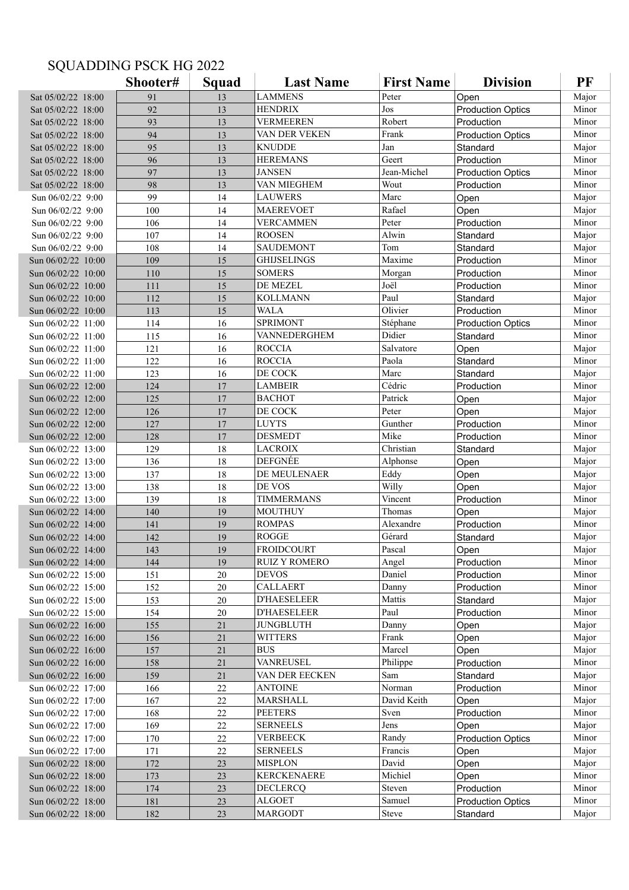# SQUADDING PSCK HG 2022

| | Shooter# | Squad | Last Name | First Name | Division | PF |
|---|---|---|---|---|---|---|
| Sat 05/02/22 18:00 | 91 | 13 | LAMMENS | Peter | Open | Major |
| Sat 05/02/22 18:00 | 92 | 13 | HENDRIX | Jos | Production Optics | Minor |
| Sat 05/02/22 18:00 | 93 | 13 | VERMEEREN | Robert | Production | Minor |
| Sat 05/02/22 18:00 | 94 | 13 | VAN DER VEKEN | Frank | Production Optics | Minor |
| Sat 05/02/22 18:00 | 95 | 13 | KNUDDE | Jan | Standard | Major |
| Sat 05/02/22 18:00 | 96 | 13 | HEREMANS | Geert | Production | Minor |
| Sat 05/02/22 18:00 | 97 | 13 | JANSEN | Jean-Michel | Production Optics | Minor |
| Sat 05/02/22 18:00 | 98 | 13 | VAN MIEGHEM | Wout | Production | Minor |
| Sun 06/02/22 9:00 | 99 | 14 | LAUWERS | Marc | Open | Major |
| Sun 06/02/22 9:00 | 100 | 14 | MAEREVOET | Rafael | Open | Major |
| Sun 06/02/22 9:00 | 106 | 14 | VERCAMMEN | Peter | Production | Minor |
| Sun 06/02/22 9:00 | 107 | 14 | ROOSEN | Alwin | Standard | Major |
| Sun 06/02/22 9:00 | 108 | 14 | SAUDEMONT | Tom | Standard | Major |
| Sun 06/02/22 10:00 | 109 | 15 | GHIJSELINGS | Maxime | Production | Minor |
| Sun 06/02/22 10:00 | 110 | 15 | SOMERS | Morgan | Production | Minor |
| Sun 06/02/22 10:00 | 111 | 15 | DE MEZEL | Joël | Production | Minor |
| Sun 06/02/22 10:00 | 112 | 15 | KOLLMANN | Paul | Standard | Major |
| Sun 06/02/22 10:00 | 113 | 15 | WALA | Olivier | Production | Minor |
| Sun 06/02/22 11:00 | 114 | 16 | SPRIMONT | Stéphane | Production Optics | Minor |
| Sun 06/02/22 11:00 | 115 | 16 | VANNEDERGHEM | Didier | Standard | Minor |
| Sun 06/02/22 11:00 | 121 | 16 | ROCCIA | Salvatore | Open | Major |
| Sun 06/02/22 11:00 | 122 | 16 | ROCCIA | Paola | Standard | Minor |
| Sun 06/02/22 11:00 | 123 | 16 | DE COCK | Marc | Standard | Major |
| Sun 06/02/22 12:00 | 124 | 17 | LAMBEIR | Cédric | Production | Minor |
| Sun 06/02/22 12:00 | 125 | 17 | BACHOT | Patrick | Open | Major |
| Sun 06/02/22 12:00 | 126 | 17 | DE COCK | Peter | Open | Major |
| Sun 06/02/22 12:00 | 127 | 17 | LUYTS | Gunther | Production | Minor |
| Sun 06/02/22 12:00 | 128 | 17 | DESMEDT | Mike | Production | Minor |
| Sun 06/02/22 13:00 | 129 | 18 | LACROIX | Christian | Standard | Major |
| Sun 06/02/22 13:00 | 136 | 18 | DEFGNÉE | Alphonse | Open | Major |
| Sun 06/02/22 13:00 | 137 | 18 | DE MEULENAER | Eddy | Open | Major |
| Sun 06/02/22 13:00 | 138 | 18 | DE VOS | Willy | Open | Major |
| Sun 06/02/22 13:00 | 139 | 18 | TIMMERMANS | Vincent | Production | Minor |
| Sun 06/02/22 14:00 | 140 | 19 | MOUTHUY | Thomas | Open | Major |
| Sun 06/02/22 14:00 | 141 | 19 | ROMPAS | Alexandre | Production | Minor |
| Sun 06/02/22 14:00 | 142 | 19 | ROGGE | Gérard | Standard | Major |
| Sun 06/02/22 14:00 | 143 | 19 | FROIDCOURT | Pascal | Open | Major |
| Sun 06/02/22 14:00 | 144 | 19 | RUIZ Y ROMERO | Angel | Production | Minor |
| Sun 06/02/22 15:00 | 151 | 20 | DEVOS | Daniel | Production | Minor |
| Sun 06/02/22 15:00 | 152 | 20 | CALLAERT | Danny | Production | Minor |
| Sun 06/02/22 15:00 | 153 | 20 | D'HAESELEER | Mattis | Standard | Major |
| Sun 06/02/22 15:00 | 154 | 20 | D'HAESELEER | Paul | Production | Minor |
| Sun 06/02/22 16:00 | 155 | 21 | JUNGBLUTH | Danny | Open | Major |
| Sun 06/02/22 16:00 | 156 | 21 | WITTERS | Frank | Open | Major |
| Sun 06/02/22 16:00 | 157 | 21 | BUS | Marcel | Open | Major |
| Sun 06/02/22 16:00 | 158 | 21 | VANREUSEL | Philippe | Production | Minor |
| Sun 06/02/22 16:00 | 159 | 21 | VAN DER EECKEN | Sam | Standard | Major |
| Sun 06/02/22 17:00 | 166 | 22 | ANTOINE | Norman | Production | Minor |
| Sun 06/02/22 17:00 | 167 | 22 | MARSHALL | David Keith | Open | Major |
| Sun 06/02/22 17:00 | 168 | 22 | PEETERS | Sven | Production | Minor |
| Sun 06/02/22 17:00 | 169 | 22 | SERNEELS | Jens | Open | Major |
| Sun 06/02/22 17:00 | 170 | 22 | VERBEECK | Randy | Production Optics | Minor |
| Sun 06/02/22 17:00 | 171 | 22 | SERNEELS | Francis | Open | Major |
| Sun 06/02/22 18:00 | 172 | 23 | MISPLON | David | Open | Major |
| Sun 06/02/22 18:00 | 173 | 23 | KERCKENAERE | Michiel | Open | Minor |
| Sun 06/02/22 18:00 | 174 | 23 | DECLERCQ | Steven | Production | Minor |
| Sun 06/02/22 18:00 | 181 | 23 | ALGOET | Samuel | Production Optics | Minor |
| Sun 06/02/22 18:00 | 182 | 23 | MARGODT | Steve | Standard | Major |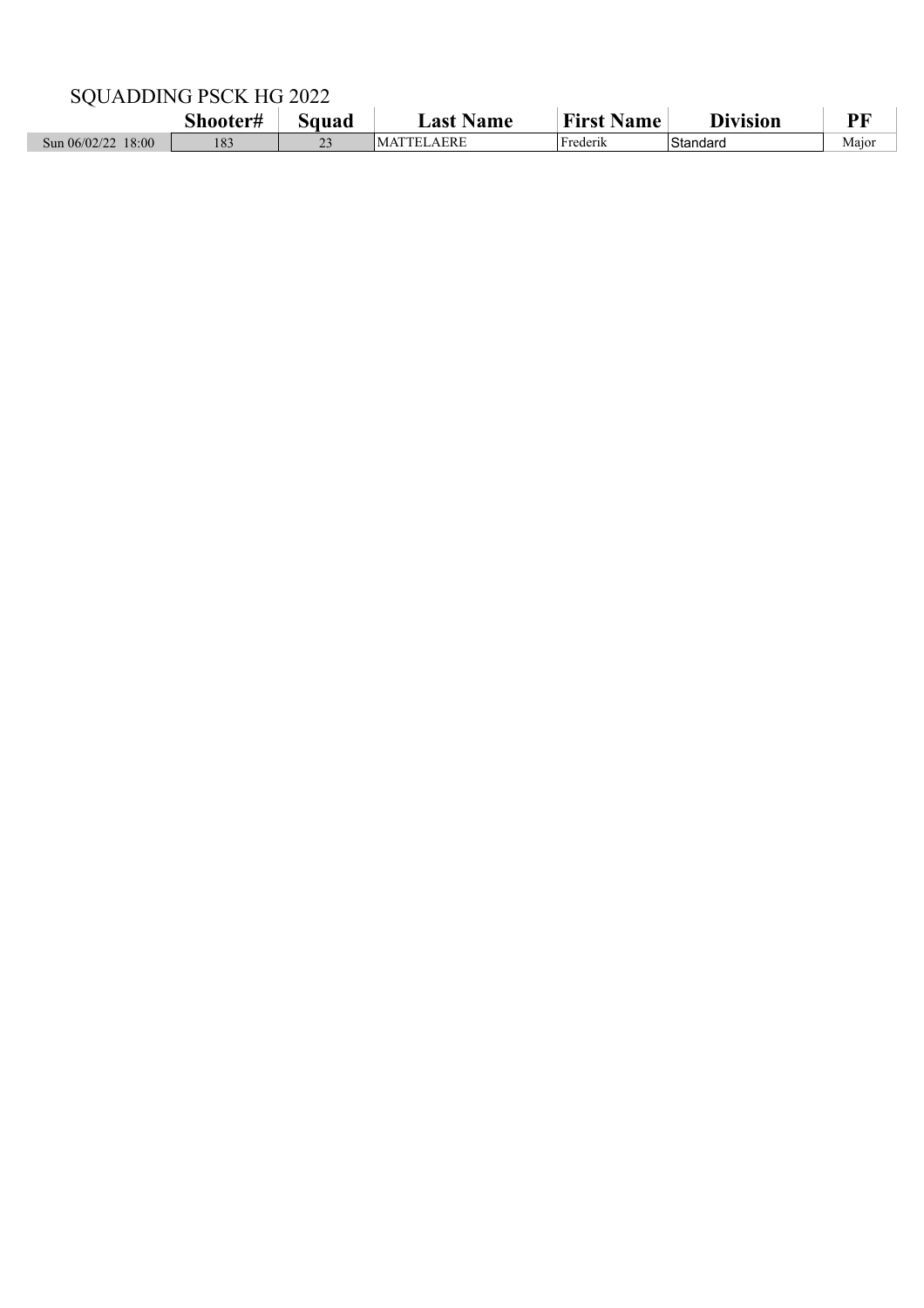SQUADDING PSCK HG 2022

| | Shooter# | Squad | Last Name | First Name | Division | PF |
|---|---|---|---|---|---|---|
| Sun 06/02/22 18:00 | 183 | 23 | MATTELAERE | Frederik | Standard | Major |